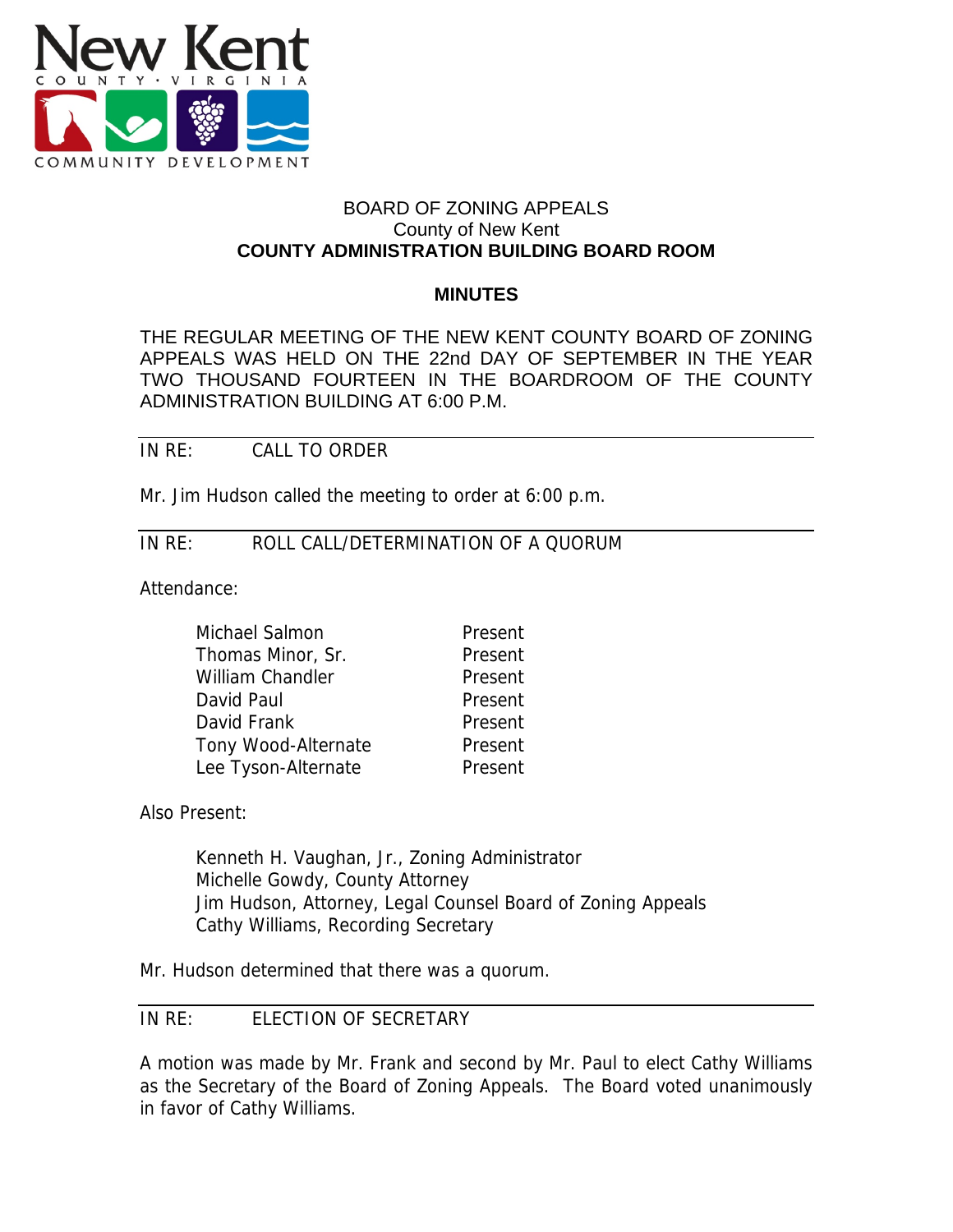New Kent
COUNTY · VIRGINIA
COMMUNITY DEVELOPMENT

BOARD OF ZONING APPEALS
County of New Kent
**COUNTY ADMINISTRATION BUILDING BOARD ROOM**

**MINUTES**

THE REGULAR MEETING OF THE NEW KENT COUNTY BOARD OF ZONING APPEALS WAS HELD ON THE 22nd DAY OF SEPTEMBER IN THE YEAR TWO THOUSAND FOURTEEN IN THE BOARDROOM OF THE COUNTY ADMINISTRATION BUILDING AT 6:00 P.M.

---

IN RE: CALL TO ORDER

Mr. Jim Hudson called the meeting to order at 6:00 p.m.

---

IN RE: ROLL CALL/DETERMINATION OF A QUORUM

Attendance:

| | |
|---|---|
| Michael Salmon | Present |
| Thomas Minor, Sr. | Present |
| William Chandler | Present |
| David Paul | Present |
| David Frank | Present |
| Tony Wood-Alternate | Present |
| Lee Tyson-Alternate | Present |

Also Present:

Kenneth H. Vaughan, Jr., Zoning Administrator
Michelle Gowdy, County Attorney
Jim Hudson, Attorney, Legal Counsel Board of Zoning Appeals
Cathy Williams, Recording Secretary

Mr. Hudson determined that there was a quorum.

---

IN RE: ELECTION OF SECRETARY

A motion was made by Mr. Frank and second by Mr. Paul to elect Cathy Williams as the Secretary of the Board of Zoning Appeals. The Board voted unanimously in favor of Cathy Williams.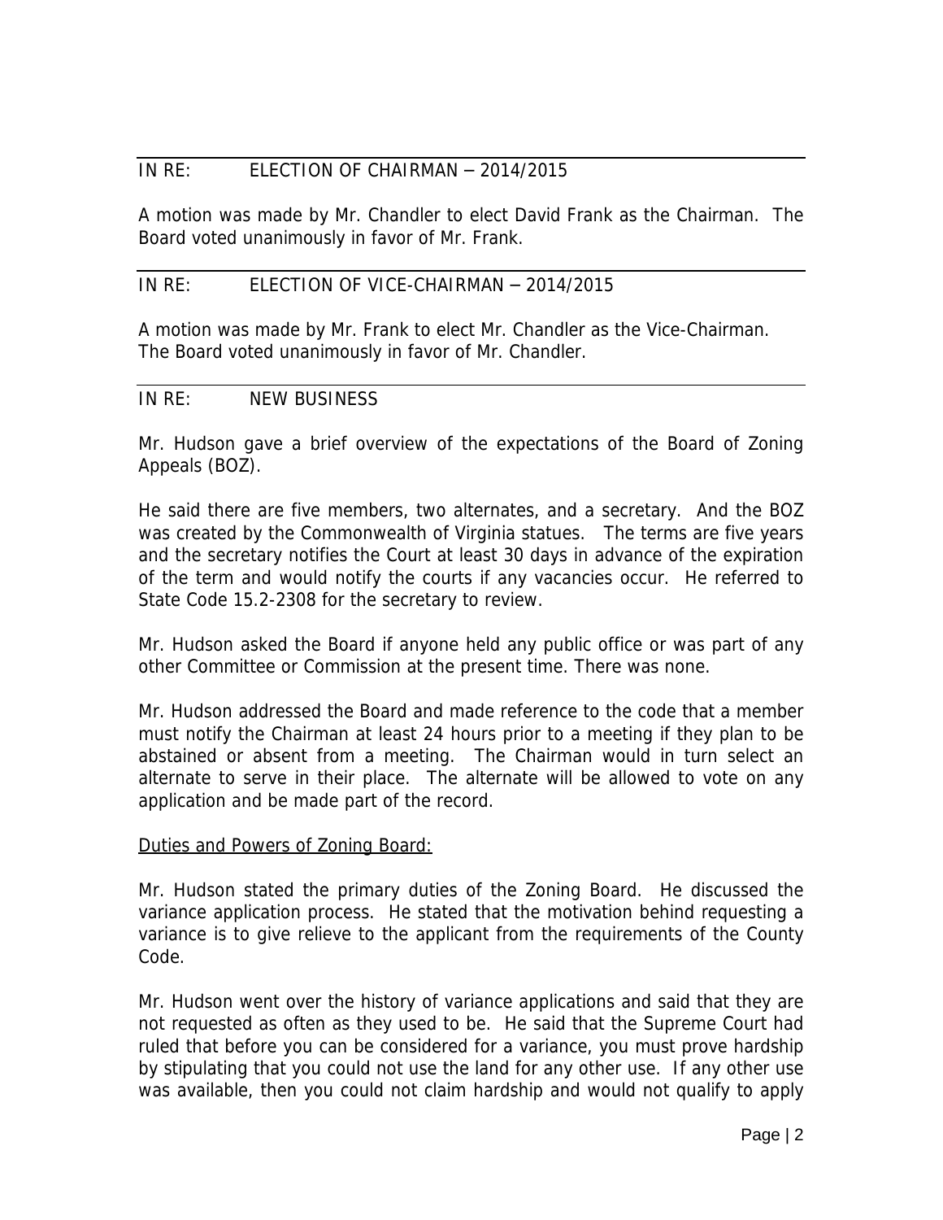IN RE: ELECTION OF CHAIRMAN – 2014/2015

A motion was made by Mr. Chandler to elect David Frank as the Chairman. The Board voted unanimously in favor of Mr. Frank.

IN RE: ELECTION OF VICE-CHAIRMAN – 2014/2015

A motion was made by Mr. Frank to elect Mr. Chandler as the Vice-Chairman. The Board voted unanimously in favor of Mr. Chandler.

IN RE: NEW BUSINESS

Mr. Hudson gave a brief overview of the expectations of the Board of Zoning Appeals (BOZ).

He said there are five members, two alternates, and a secretary. And the BOZ was created by the Commonwealth of Virginia statues. The terms are five years and the secretary notifies the Court at least 30 days in advance of the expiration of the term and would notify the courts if any vacancies occur. He referred to State Code 15.2-2308 for the secretary to review.

Mr. Hudson asked the Board if anyone held any public office or was part of any other Committee or Commission at the present time. There was none.

Mr. Hudson addressed the Board and made reference to the code that a member must notify the Chairman at least 24 hours prior to a meeting if they plan to be abstained or absent from a meeting. The Chairman would in turn select an alternate to serve in their place. The alternate will be allowed to vote on any application and be made part of the record.

<u>Duties and Powers of Zoning Board:</u>

Mr. Hudson stated the primary duties of the Zoning Board. He discussed the variance application process. He stated that the motivation behind requesting a variance is to give relieve to the applicant from the requirements of the County Code.

Mr. Hudson went over the history of variance applications and said that they are not requested as often as they used to be. He said that the Supreme Court had ruled that before you can be considered for a variance, you must prove hardship by stipulating that you could not use the land for any other use. If any other use was available, then you could not claim hardship and would not qualify to apply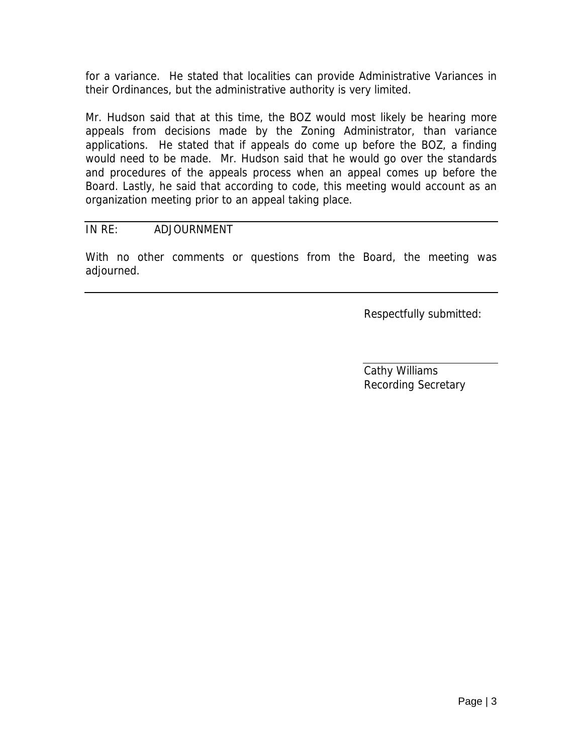for a variance. He stated that localities can provide Administrative Variances in their Ordinances, but the administrative authority is very limited.

Mr. Hudson said that at this time, the BOZ would most likely be hearing more appeals from decisions made by the Zoning Administrator, than variance applications. He stated that if appeals do come up before the BOZ, a finding would need to be made. Mr. Hudson said that he would go over the standards and procedures of the appeals process when an appeal comes up before the Board. Lastly, he said that according to code, this meeting would account as an organization meeting prior to an appeal taking place.

---

IN RE: ADJOURNMENT

With no other comments or questions from the Board, the meeting was adjourned.

---

Respectfully submitted:

Cathy Williams
Recording Secretary